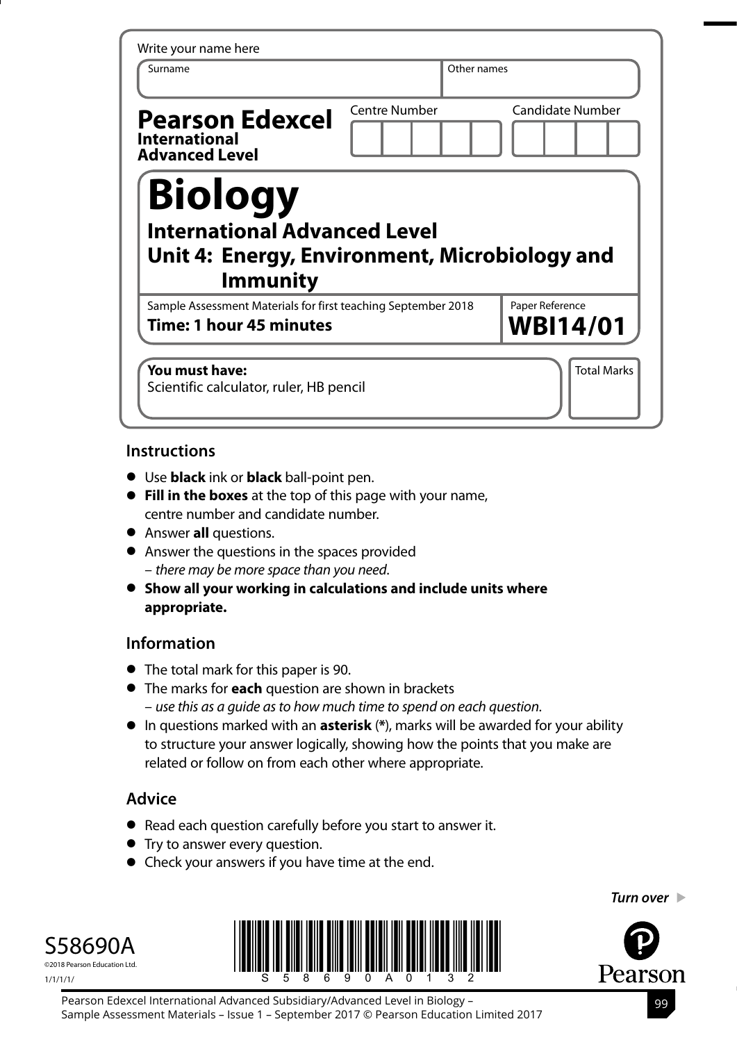Write your name here

| Surname | Other names |
| --- | --- |
| | |

**Pearson Edexcel**
**International Advanced Level**

| Centre Number | Candidate Number |
| --- | --- |
| | |

# Biology

## International Advanced Level
## Unit 4: Energy, Environment, Microbiology and Immunity

Sample Assessment Materials for first teaching September 2018

**Time: 1 hour 45 minutes**

Paper Reference
**WBI14/01**

**You must have:**
Scientific calculator, ruler, HB pencil

Total Marks

### Instructions

- Use **black** ink or **black** ball-point pen.
- **Fill in the boxes** at the top of this page with your name, centre number and candidate number.
- Answer **all** questions.
- Answer the questions in the spaces provided
  – *there may be more space than you need*.
- **Show all your working in calculations and include units where appropriate.**

### Information

- The total mark for this paper is 90.
- The marks for **each** question are shown in brackets
  – *use this as a guide as to how much time to spend on each question*.
- In questions marked with an **asterisk** (*), marks will be awarded for your ability to structure your answer logically, showing how the points that you make are related or follow on from each other where appropriate.

### Advice

- Read each question carefully before you start to answer it.
- Try to answer every question.
- Check your answers if you have time at the end.

*Turn over*

S58690A
©2018 Pearson Education Ltd.
1/1/1/1/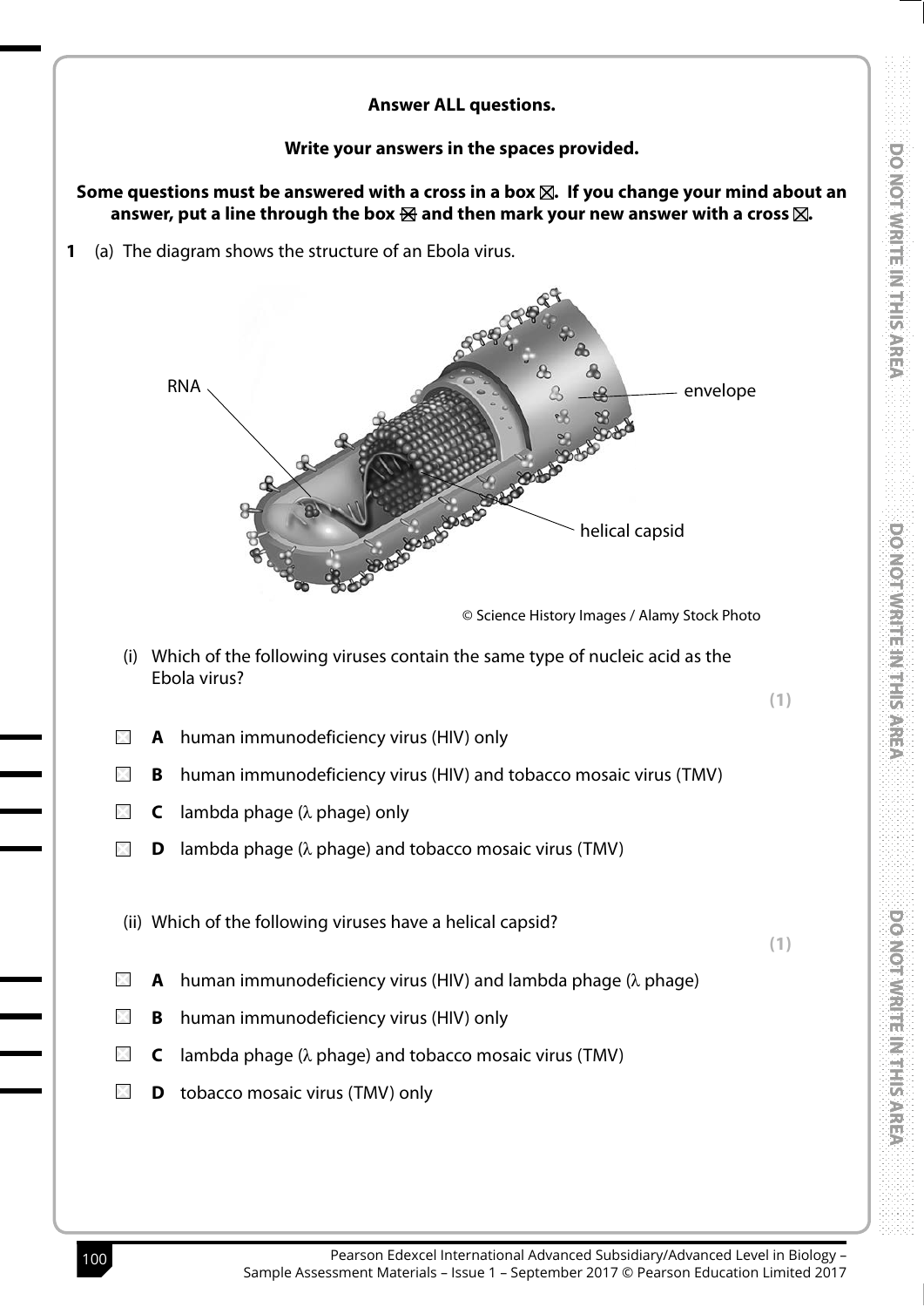**Answer ALL questions.**

**Write your answers in the spaces provided.**

**Some questions must be answered with a cross in a box ☒. If you change your mind about an answer, put a line through the box ☒ and then mark your new answer with a cross ☒.**

**1** (a) The diagram shows the structure of an Ebola virus.

RNA

envelope

helical capsid

© Science History Images / Alamy Stock Photo

(i) Which of the following viruses contain the same type of nucleic acid as the Ebola virus?

**(1)**

☐ **A** human immunodeficiency virus (HIV) only

☐ **B** human immunodeficiency virus (HIV) and tobacco mosaic virus (TMV)

☐ **C** lambda phage (λ phage) only

☐ **D** lambda phage (λ phage) and tobacco mosaic virus (TMV)

(ii) Which of the following viruses have a helical capsid?

**(1)**

☐ **A** human immunodeficiency virus (HIV) and lambda phage (λ phage)

☐ **B** human immunodeficiency virus (HIV) only

☐ **C** lambda phage (λ phage) and tobacco mosaic virus (TMV)

☐ **D** tobacco mosaic virus (TMV) only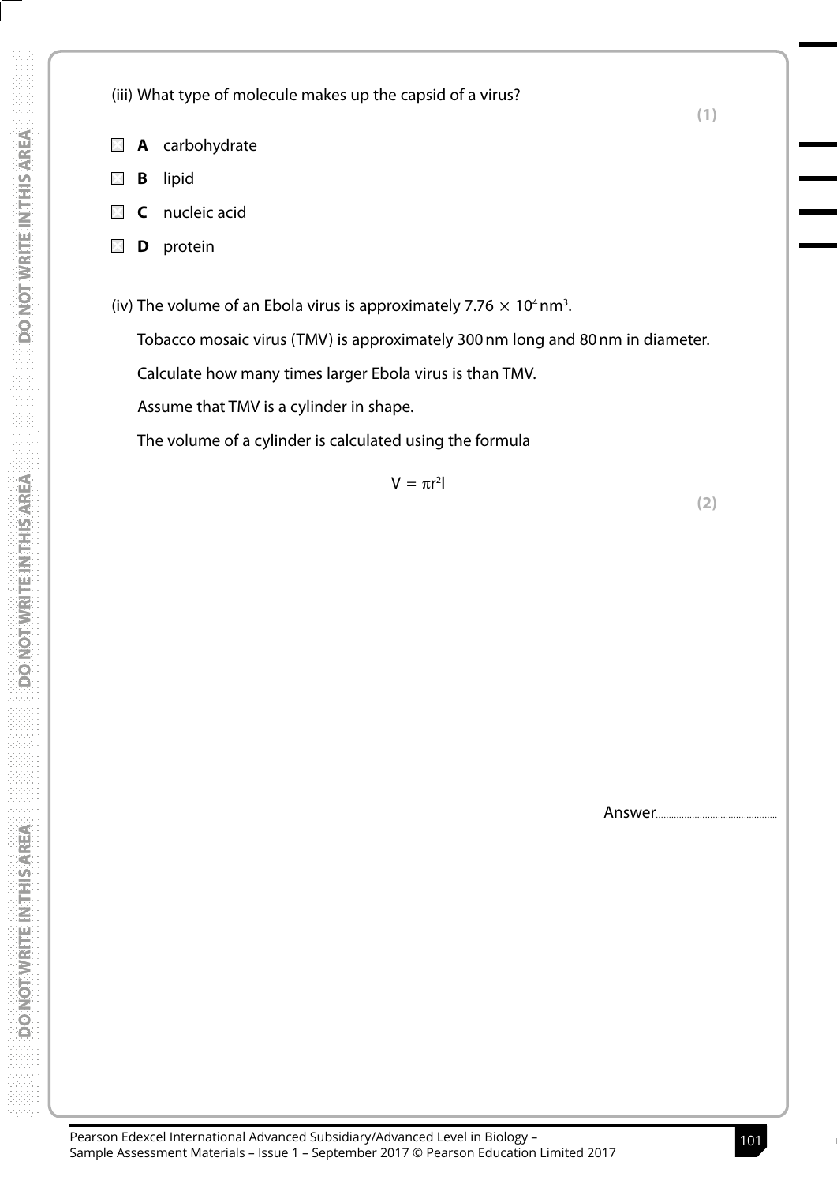(iii) What type of molecule makes up the capsid of a virus?

**(1)**

- ☐ **A** carbohydrate
- ☐ **B** lipid
- ☐ **C** nucleic acid
- ☐ **D** protein

(iv) The volume of an Ebola virus is approximately $7.76 \times 10^4$ nm$^3$.

Tobacco mosaic virus (TMV) is approximately 300 nm long and 80 nm in diameter.

Calculate how many times larger Ebola virus is than TMV.

Assume that TMV is a cylinder in shape.

The volume of a cylinder is calculated using the formula

$$V = \pi r^2 l$$

**(2)**

Answer..............................................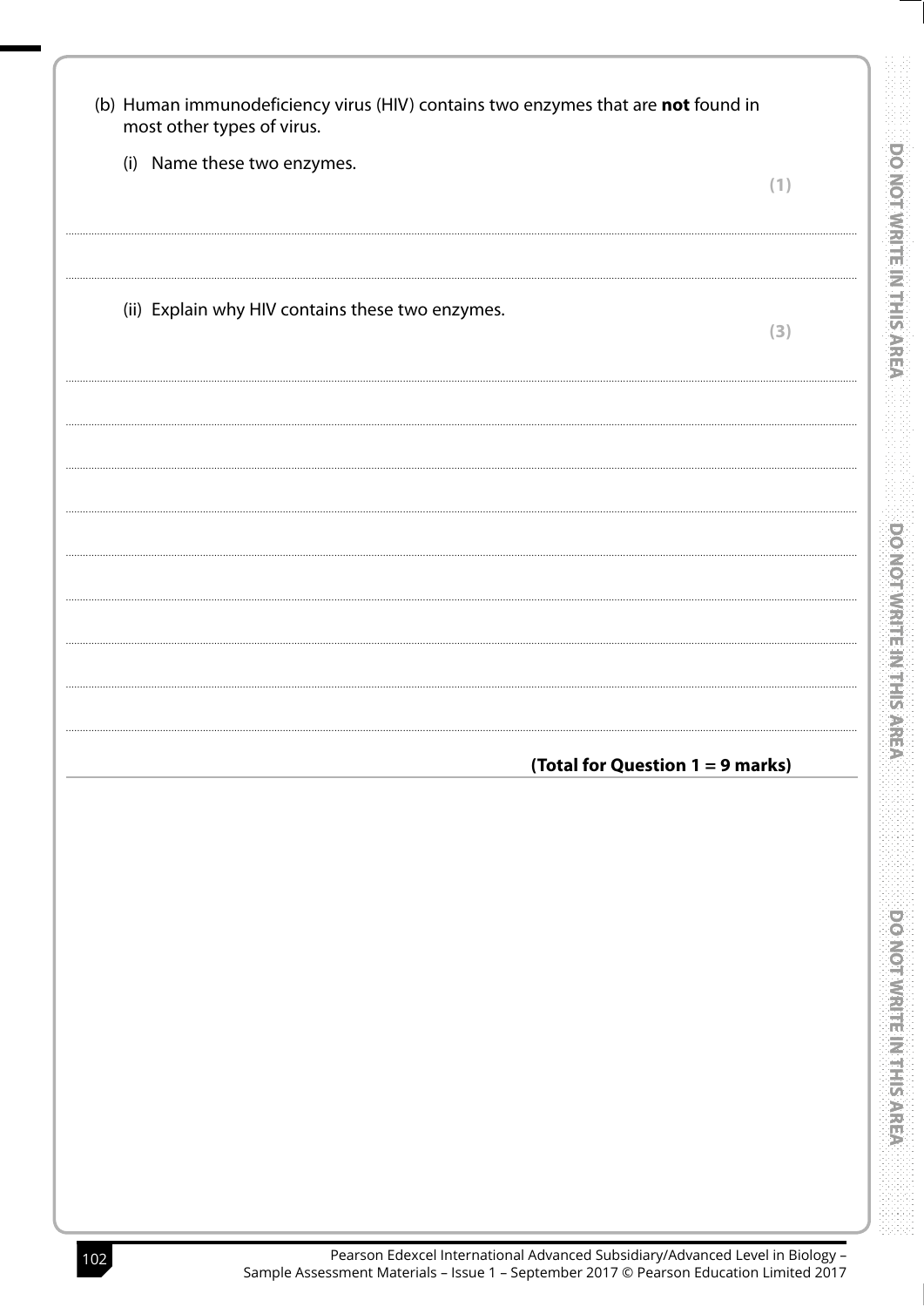(b) Human immunodeficiency virus (HIV) contains two enzymes that are **not** found in most other types of virus.

(i) Name these two enzymes.

**(1)**

....................................................................................................................................................................................

....................................................................................................................................................................................

(ii) Explain why HIV contains these two enzymes.

**(3)**

....................................................................................................................................................................................

....................................................................................................................................................................................

....................................................................................................................................................................................

....................................................................................................................................................................................

....................................................................................................................................................................................

....................................................................................................................................................................................

....................................................................................................................................................................................

....................................................................................................................................................................................

**(Total for Question 1 = 9 marks)**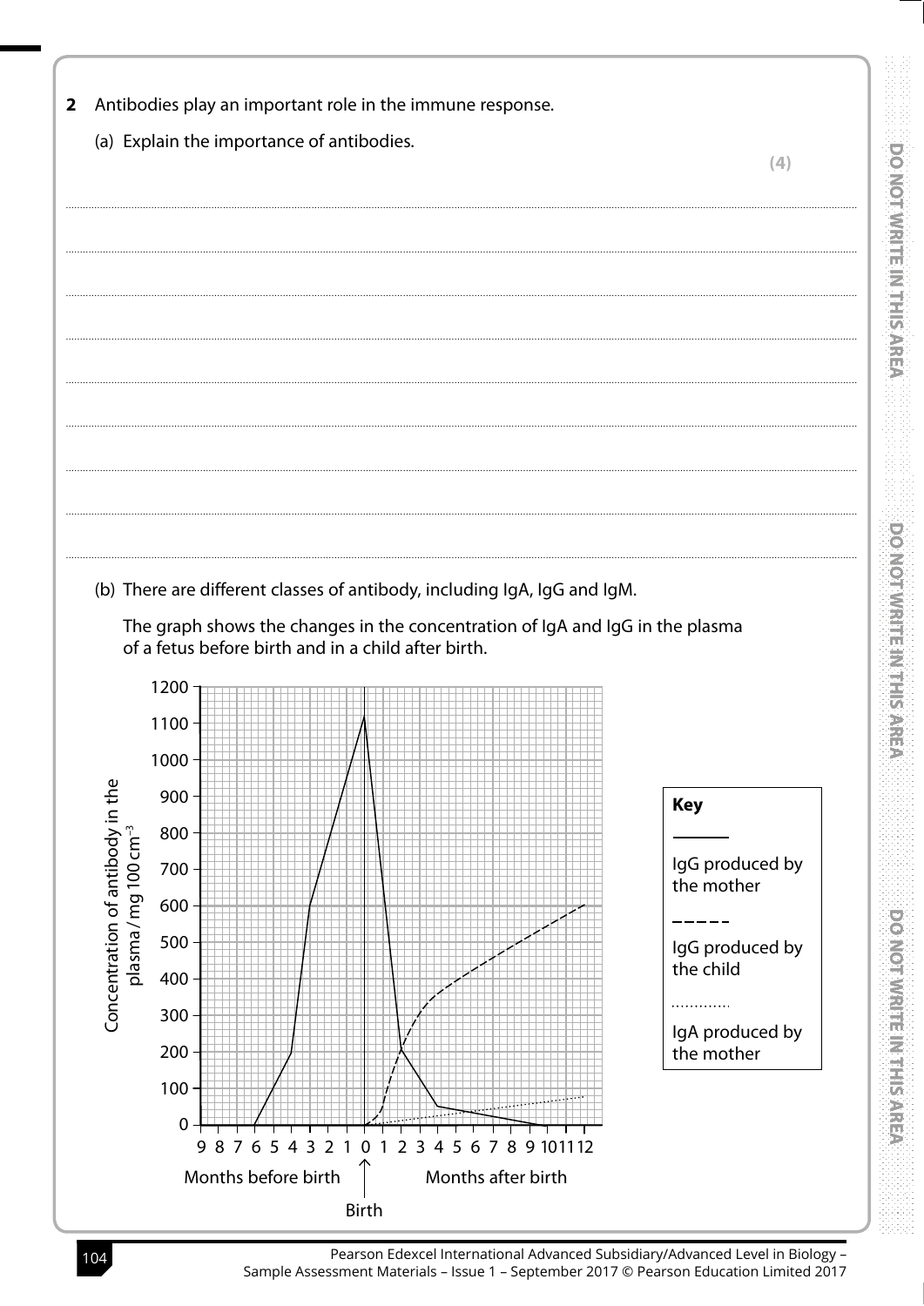**2** Antibodies play an important role in the immune response.

(a) Explain the importance of antibodies.

**(4)**

.......................................................................................................................................................................................................

.......................................................................................................................................................................................................

.......................................................................................................................................................................................................

.......................................................................................................................................................................................................

.......................................................................................................................................................................................................

.......................................................................................................................................................................................................

.......................................................................................................................................................................................................

.......................................................................................................................................................................................................

(b) There are different classes of antibody, including IgA, IgG and IgM.

The graph shows the changes in the concentration of IgA and IgG in the plasma of a fetus before birth and in a child after birth.

Concentration of antibody in the plasma / mg 100 $cm^{-3}$

1200, 1100, 1000, 900, 800, 700, 600, 500, 400, 300, 200, 100, 0

9 8 7 6 5 4 3 2 1 0 1 2 3 4 5 6 7 8 9 10 11 12

Months before birth | Birth | Months after birth

**Key**

——— IgG produced by the mother

– – – – IgG produced by the child

............ IgA produced by the mother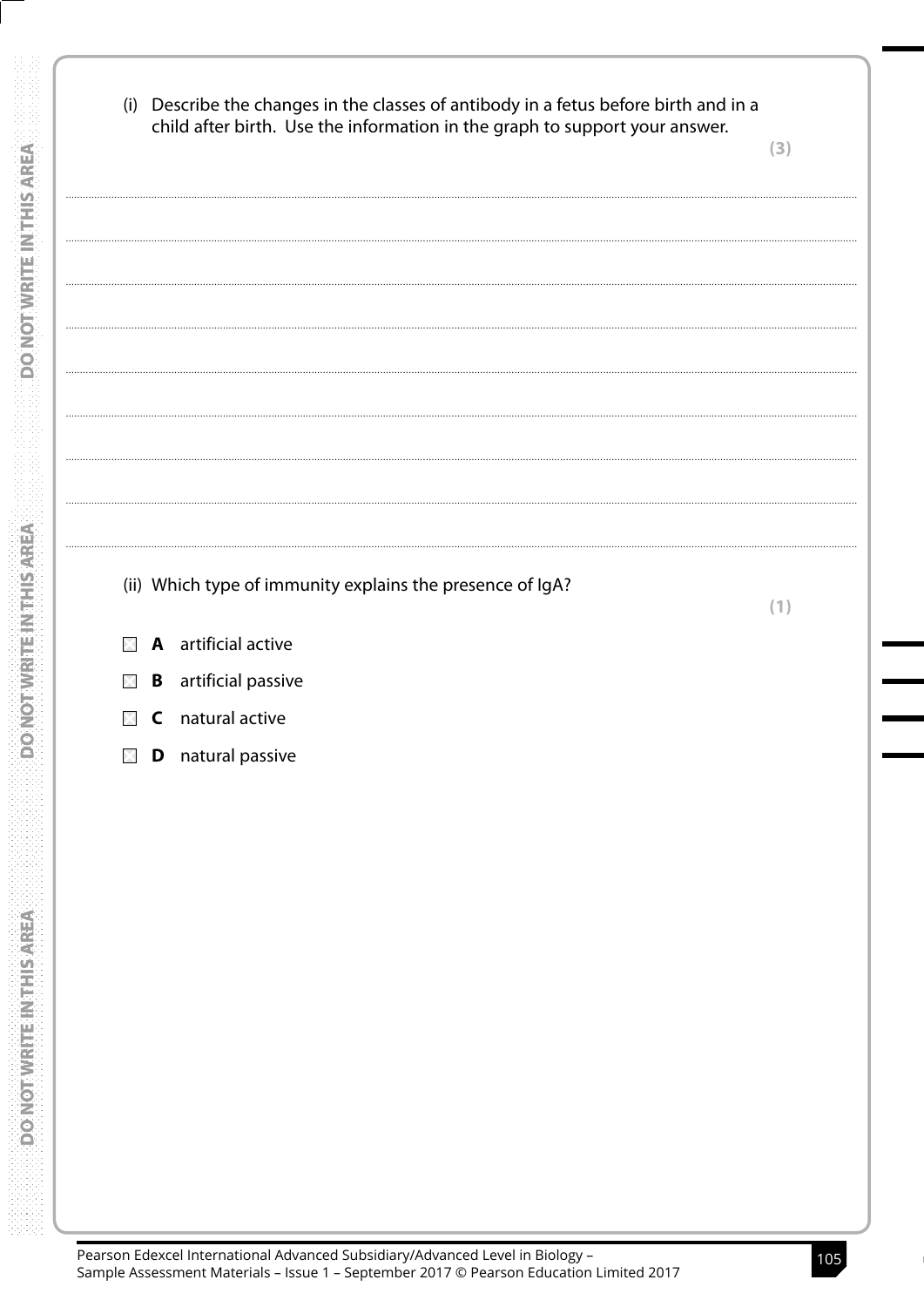(i) Describe the changes in the classes of antibody in a fetus before birth and in a child after birth. Use the information in the graph to support your answer.

**(3)**

.......................................................................................................................................................................................................................

.......................................................................................................................................................................................................................

.......................................................................................................................................................................................................................

.......................................................................................................................................................................................................................

.......................................................................................................................................................................................................................

.......................................................................................................................................................................................................................

.......................................................................................................................................................................................................................

.......................................................................................................................................................................................................................

(ii) Which type of immunity explains the presence of IgA?

**(1)**

- ☐ **A** artificial active
- ☐ **B** artificial passive
- ☐ **C** natural active
- ☐ **D** natural passive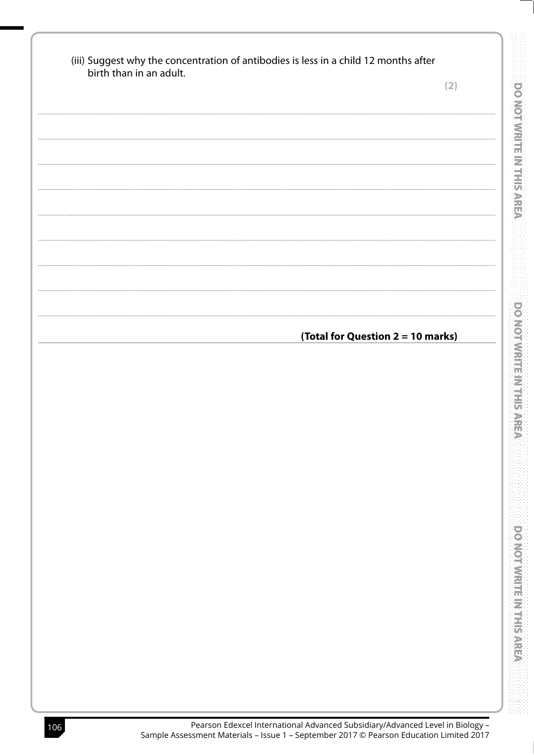(iii) Suggest why the concentration of antibodies is less in a child 12 months after birth than in an adult.

**(2)**

.......................................................................................................................................................................................................................

.......................................................................................................................................................................................................................

.......................................................................................................................................................................................................................

.......................................................................................................................................................................................................................

.......................................................................................................................................................................................................................

.......................................................................................................................................................................................................................

.......................................................................................................................................................................................................................

.......................................................................................................................................................................................................................

**(Total for Question 2 = 10 marks)**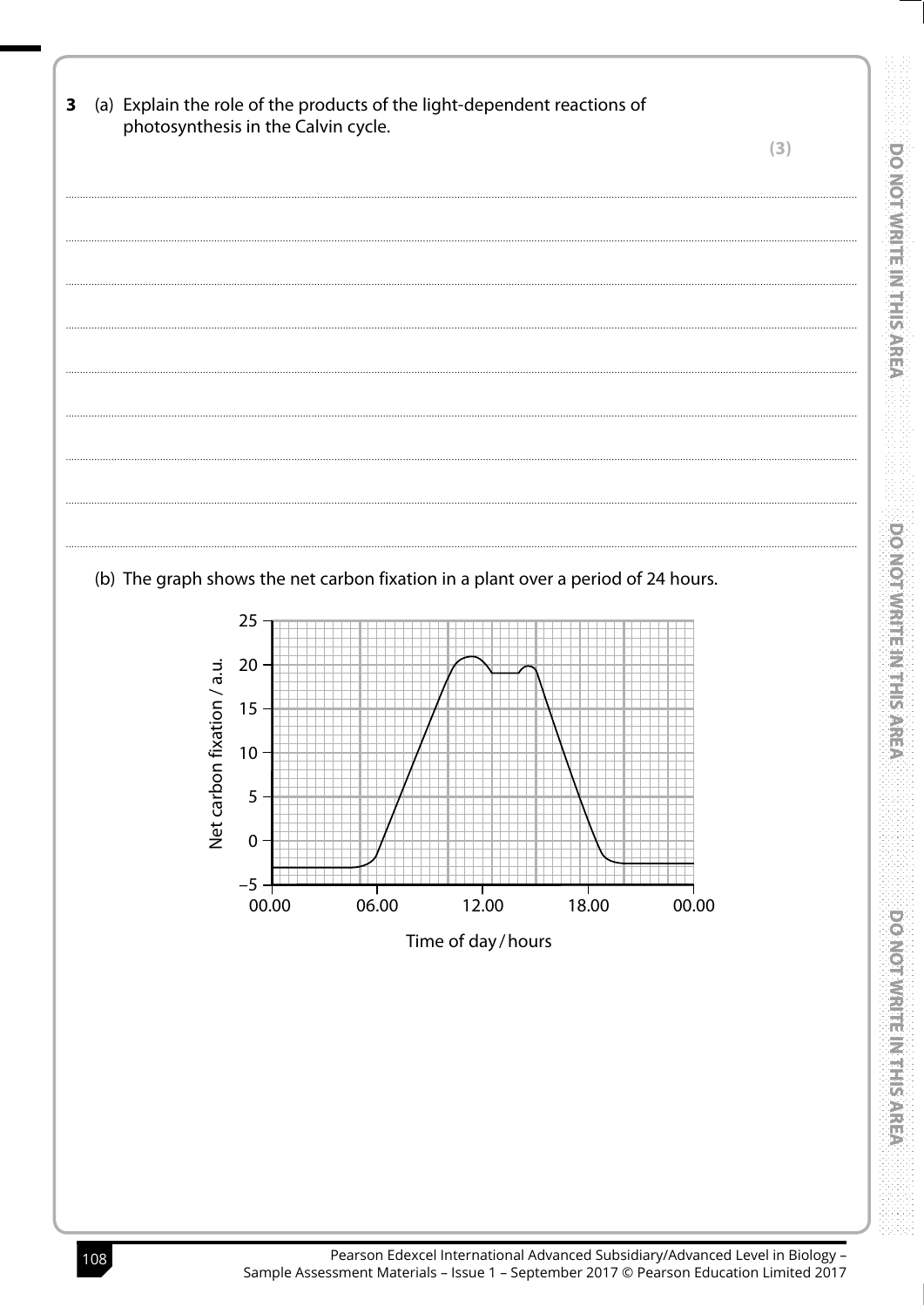**3** (a) Explain the role of the products of the light-dependent reactions of photosynthesis in the Calvin cycle.

**(3)**

.......................................................................................................................................................................................................

.......................................................................................................................................................................................................

.......................................................................................................................................................................................................

.......................................................................................................................................................................................................

.......................................................................................................................................................................................................

.......................................................................................................................................................................................................

.......................................................................................................................................................................................................

.......................................................................................................................................................................................................

(b) The graph shows the net carbon fixation in a plant over a period of 24 hours.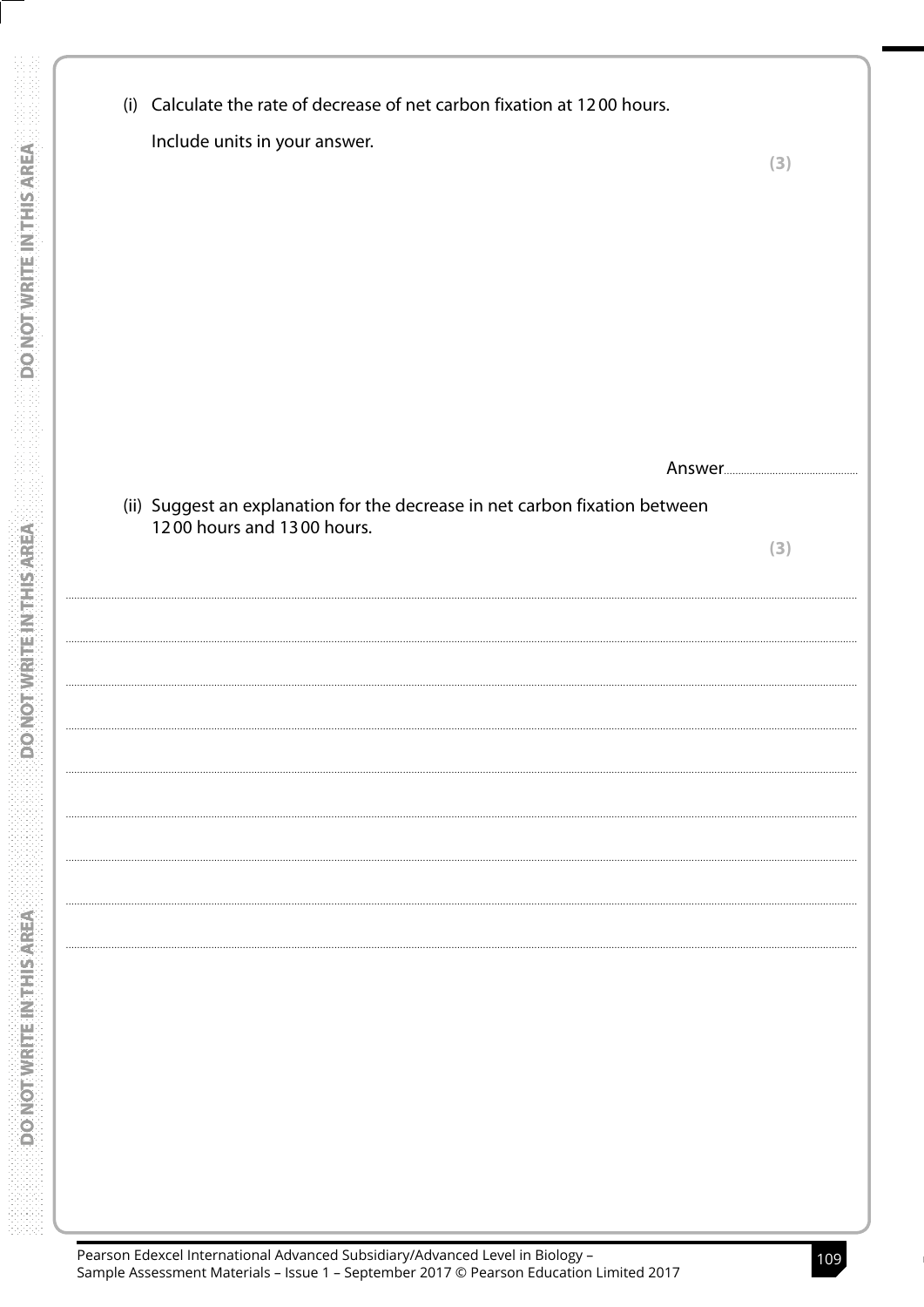(i) Calculate the rate of decrease of net carbon fixation at 12 00 hours.

Include units in your answer.

**(3)**

Answer.................................................

(ii) Suggest an explanation for the decrease in net carbon fixation between 12 00 hours and 13 00 hours.

**(3)**

....................................................................................................................................................................................................

....................................................................................................................................................................................................

....................................................................................................................................................................................................

....................................................................................................................................................................................................

....................................................................................................................................................................................................

....................................................................................................................................................................................................

....................................................................................................................................................................................................

....................................................................................................................................................................................................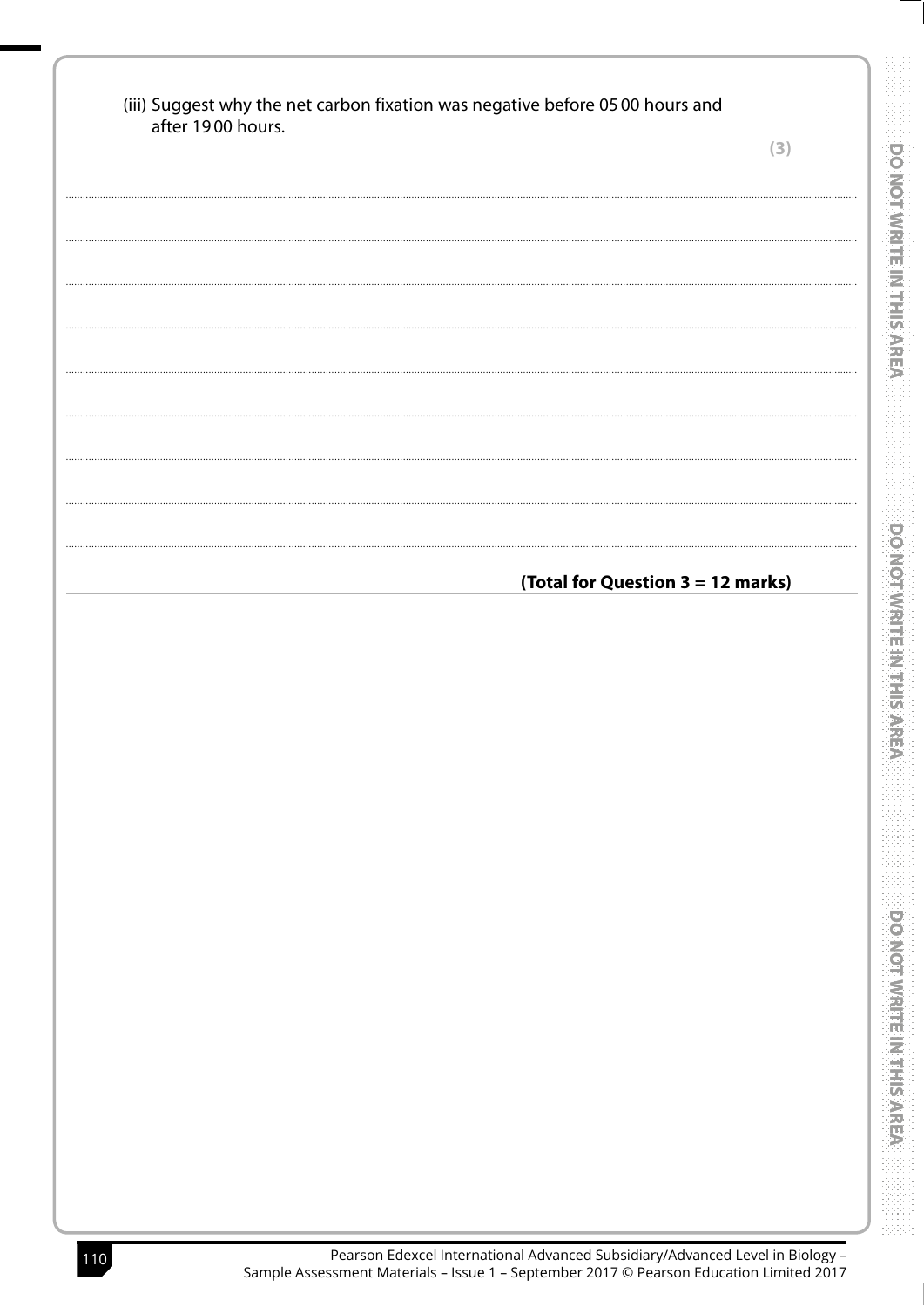(iii) Suggest why the net carbon fixation was negative before 05 00 hours and after 19 00 hours.

**(3)**

...................................................................................................................................................................................

...................................................................................................................................................................................

...................................................................................................................................................................................

...................................................................................................................................................................................

...................................................................................................................................................................................

...................................................................................................................................................................................

...................................................................................................................................................................................

...................................................................................................................................................................................

**(Total for Question 3 = 12 marks)**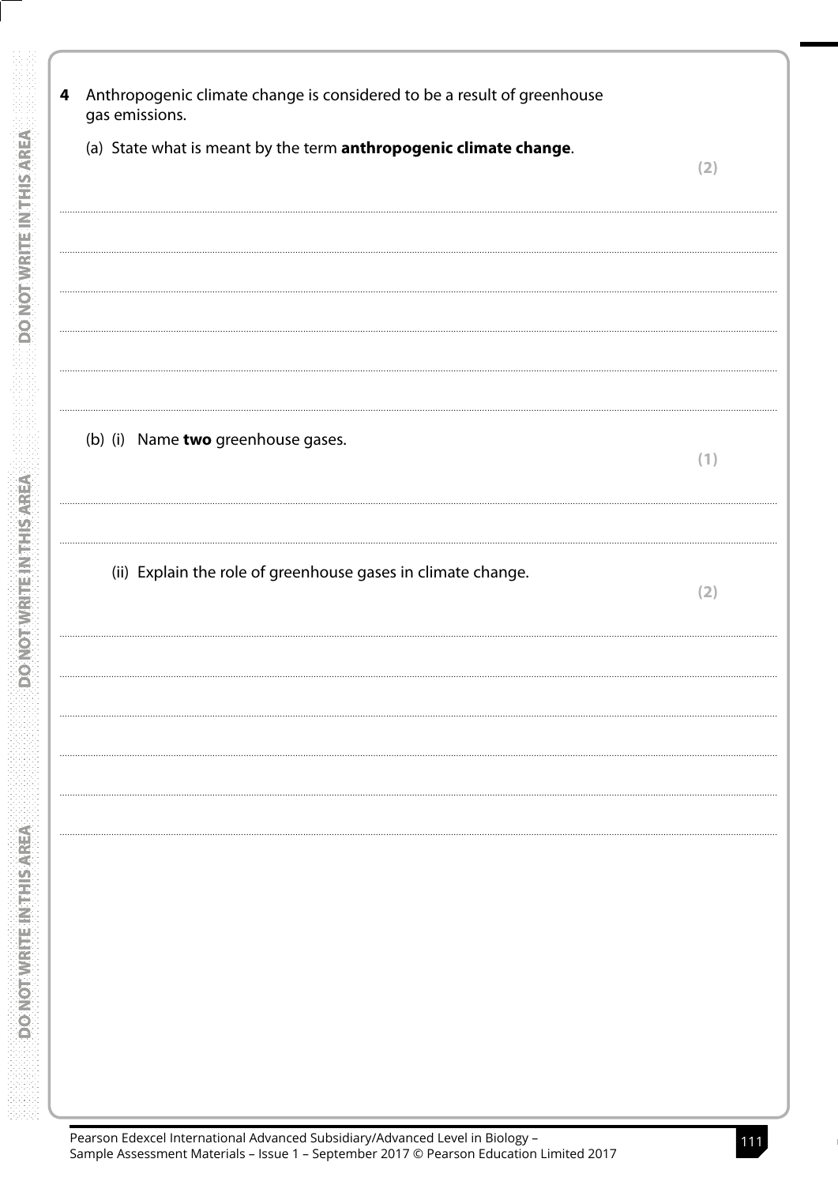**4** Anthropogenic climate change is considered to be a result of greenhouse gas emissions.

(a) State what is meant by the term **anthropogenic climate change**.

**(2)**

(b) (i) Name **two** greenhouse gases.

**(1)**

(ii) Explain the role of greenhouse gases in climate change.

**(2)**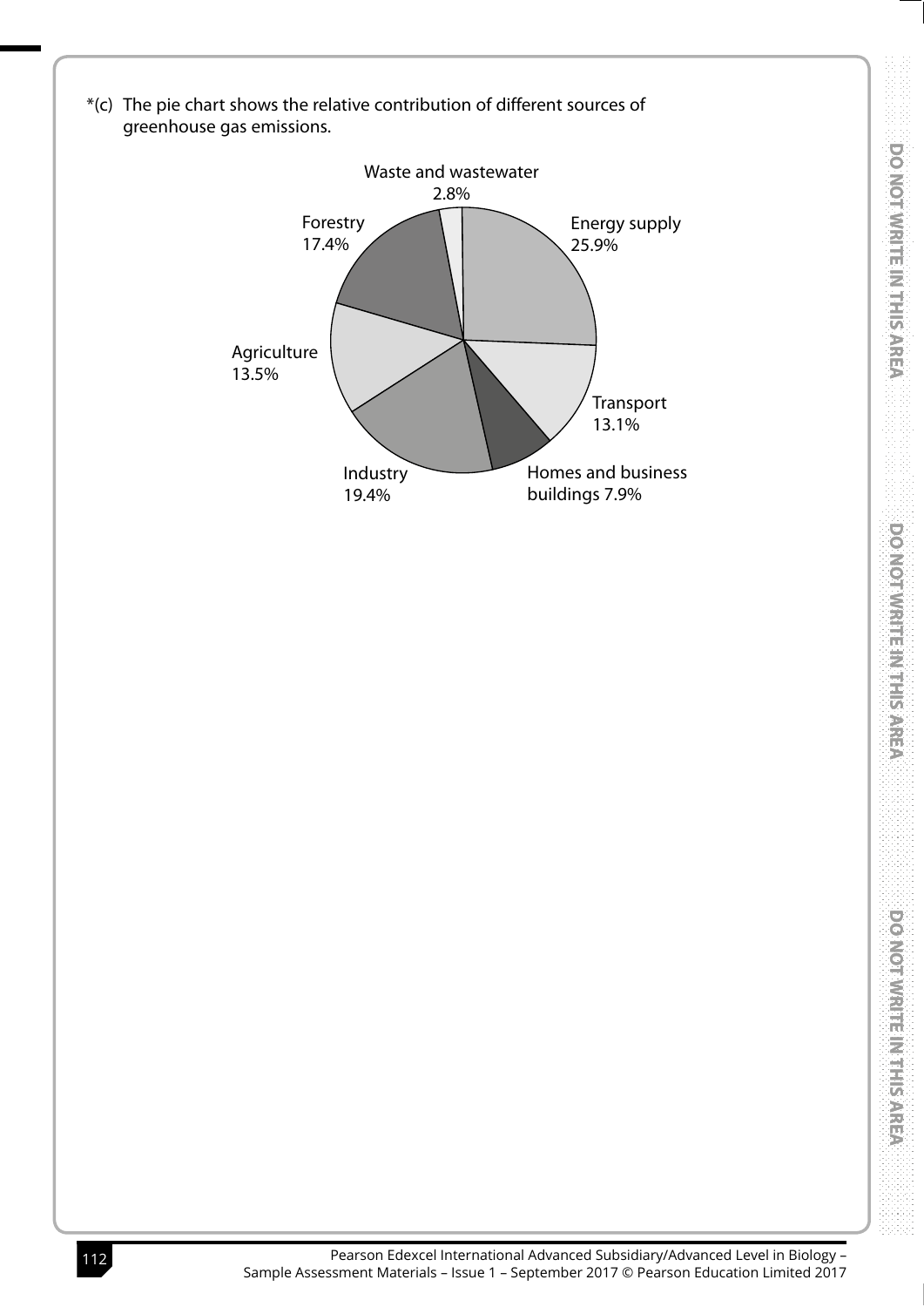*(c) The pie chart shows the relative contribution of different sources of greenhouse gas emissions.

Waste and wastewater 2.8%

Energy supply 25.9%

Forestry 17.4%

Agriculture 13.5%

Transport 13.1%

Industry 19.4%

Homes and business buildings 7.9%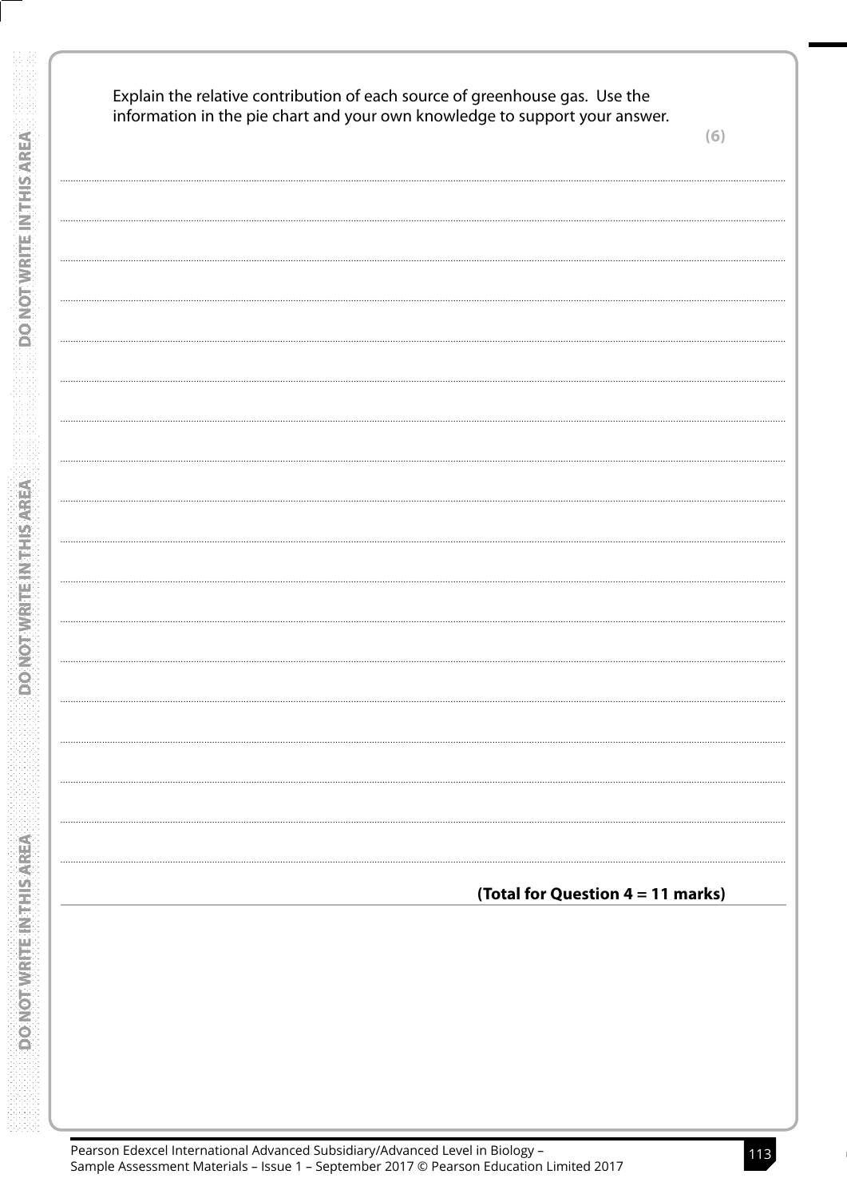Explain the relative contribution of each source of greenhouse gas. Use the information in the pie chart and your own knowledge to support your answer.

**(6)**

**(Total for Question 4 = 11 marks)**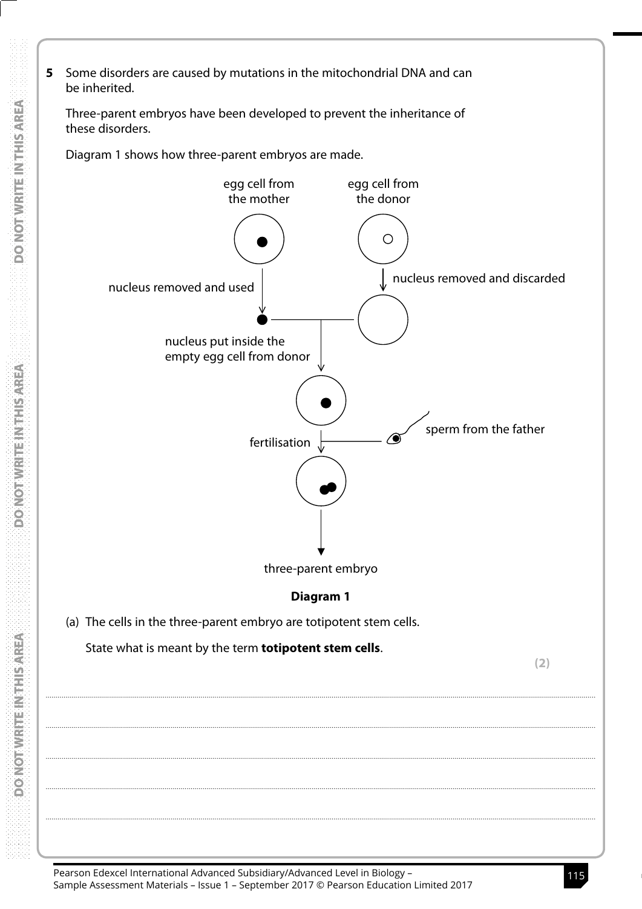**5** Some disorders are caused by mutations in the mitochondrial DNA and can be inherited.

Three-parent embryos have been developed to prevent the inheritance of these disorders.

Diagram 1 shows how three-parent embryos are made.

egg cell from the mother

egg cell from the donor

nucleus removed and used

nucleus removed and discarded

nucleus put inside the empty egg cell from donor

fertilisation

sperm from the father

three-parent embryo

**Diagram 1**

(a) The cells in the three-parent embryo are totipotent stem cells.

State what is meant by the term **totipotent stem cells**.

**(2)**

..............................................................................................................................................

..............................................................................................................................................

..............................................................................................................................................

..............................................................................................................................................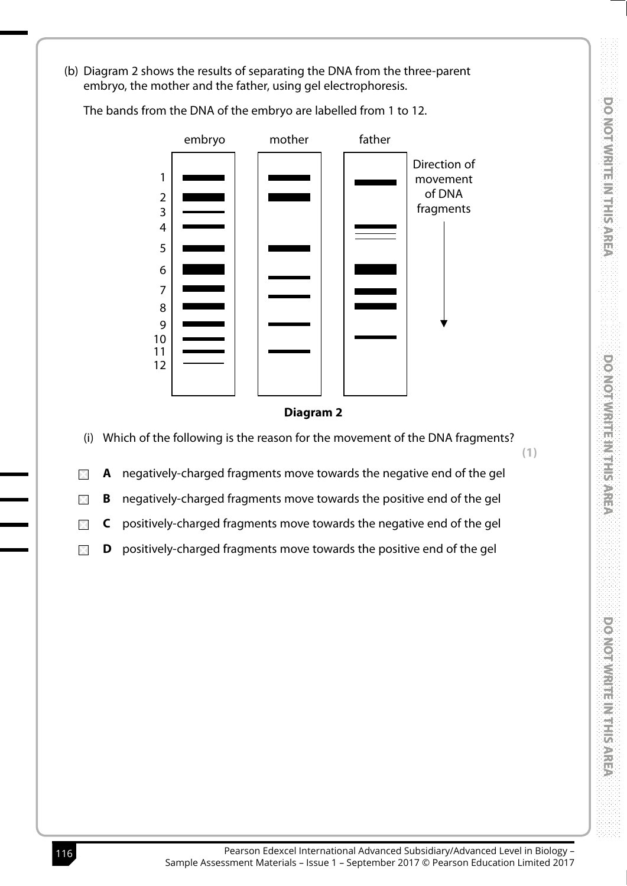(b) Diagram 2 shows the results of separating the DNA from the three-parent embryo, the mother and the father, using gel electrophoresis.

The bands from the DNA of the embryo are labelled from 1 to 12.

embryo | mother | father

1
2
3
4
5
6
7
8
9
10
11
12

Direction of movement of DNA fragments

**Diagram 2**

(i) Which of the following is the reason for the movement of the DNA fragments?

**(1)**

☐ **A** negatively-charged fragments move towards the negative end of the gel

☐ **B** negatively-charged fragments move towards the positive end of the gel

☐ **C** positively-charged fragments move towards the negative end of the gel

☐ **D** positively-charged fragments move towards the positive end of the gel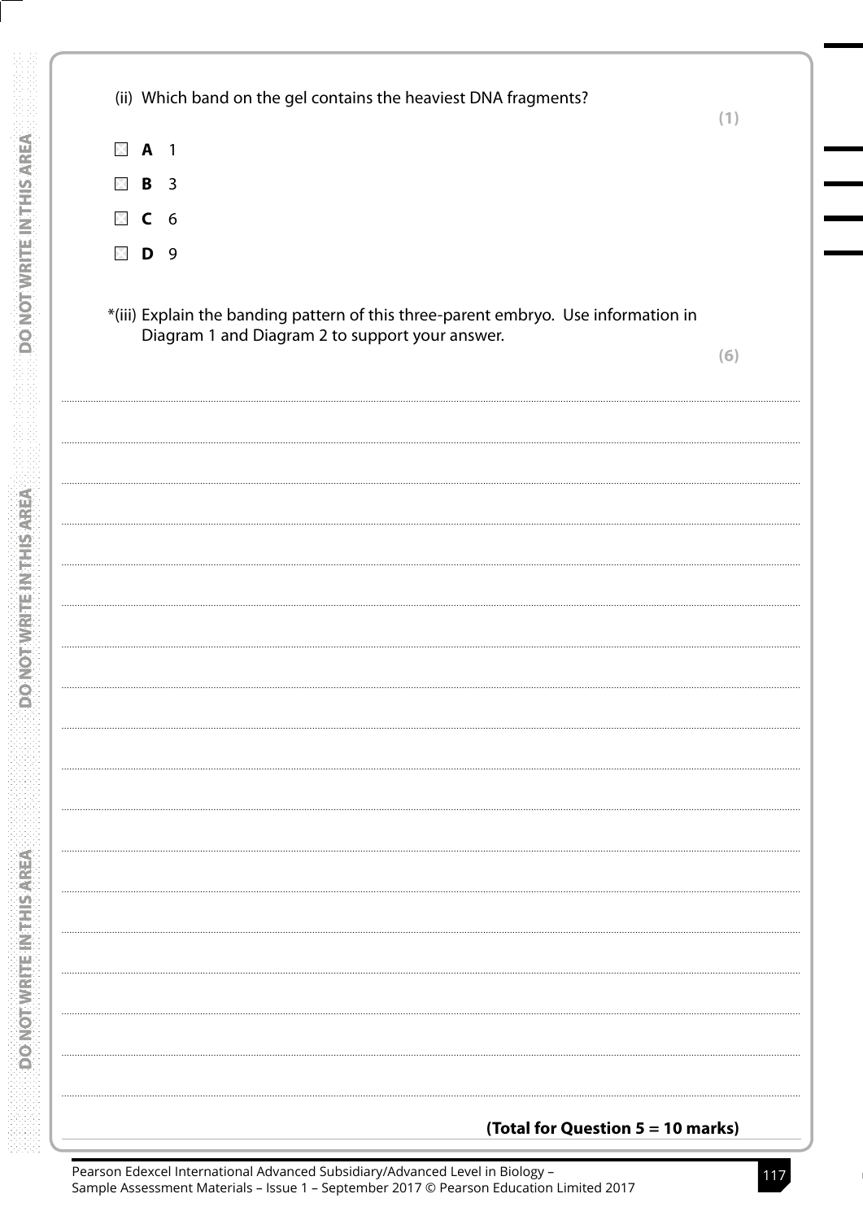(ii) Which band on the gel contains the heaviest DNA fragments?

**(1)**

- ☐ **A** 1
- ☐ **B** 3
- ☐ **C** 6
- ☐ **D** 9

*(iii) Explain the banding pattern of this three-parent embryo. Use information in Diagram 1 and Diagram 2 to support your answer.

**(6)**

.......................................................................................................................................................................................................................

.......................................................................................................................................................................................................................

.......................................................................................................................................................................................................................

.......................................................................................................................................................................................................................

.......................................................................................................................................................................................................................

.......................................................................................................................................................................................................................

.......................................................................................................................................................................................................................

.......................................................................................................................................................................................................................

.......................................................................................................................................................................................................................

.......................................................................................................................................................................................................................

.......................................................................................................................................................................................................................

.......................................................................................................................................................................................................................

.......................................................................................................................................................................................................................

.......................................................................................................................................................................................................................

.......................................................................................................................................................................................................................

.......................................................................................................................................................................................................................

.......................................................................................................................................................................................................................

**(Total for Question 5 = 10 marks)**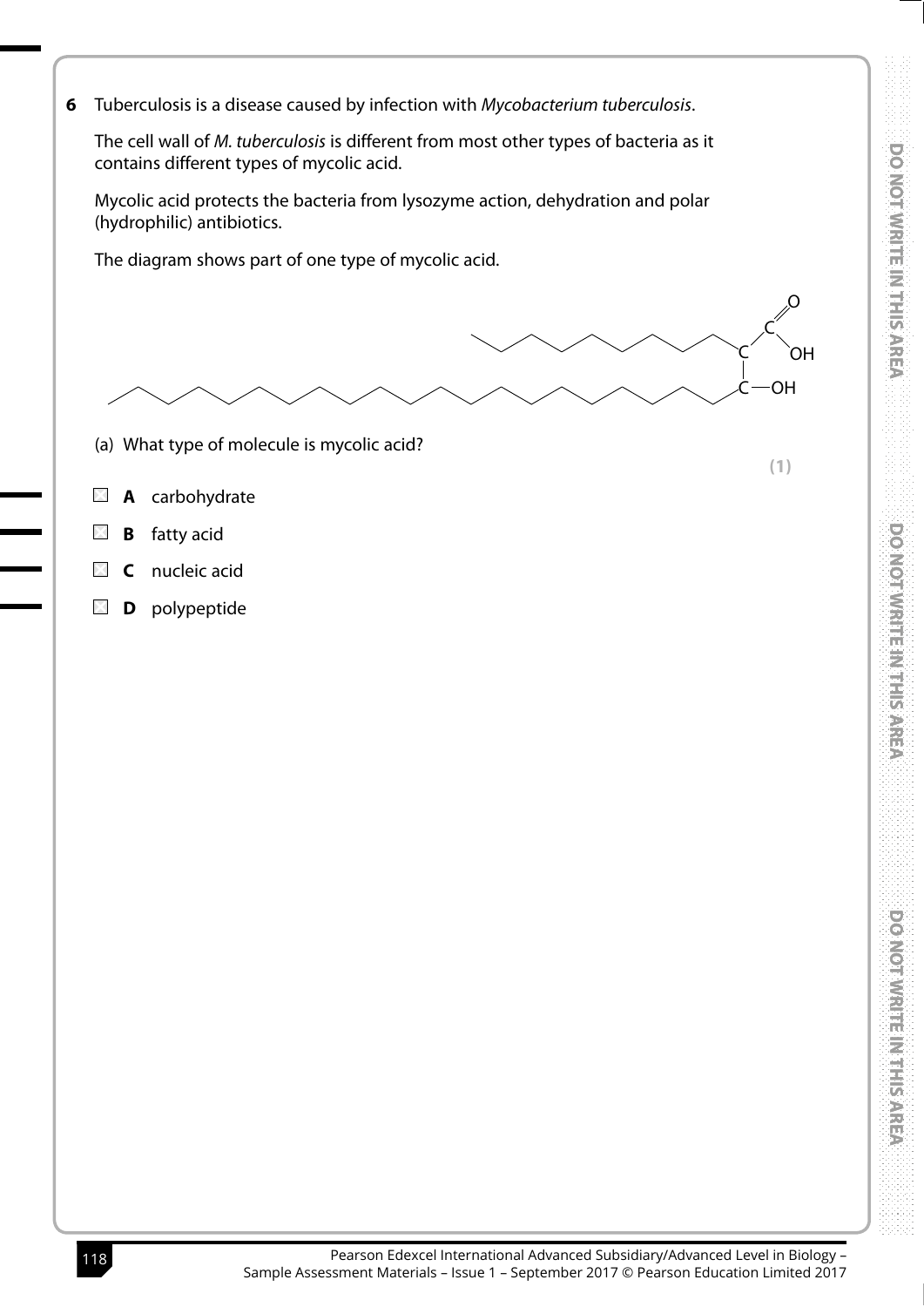**6** Tuberculosis is a disease caused by infection with *Mycobacterium tuberculosis*.

The cell wall of *M. tuberculosis* is different from most other types of bacteria as it contains different types of mycolic acid.

Mycolic acid protects the bacteria from lysozyme action, dehydration and polar (hydrophilic) antibiotics.

The diagram shows part of one type of mycolic acid.

(a) What type of molecule is mycolic acid?

**(1)**

- ☐ **A** carbohydrate
- ☐ **B** fatty acid
- ☐ **C** nucleic acid
- ☐ **D** polypeptide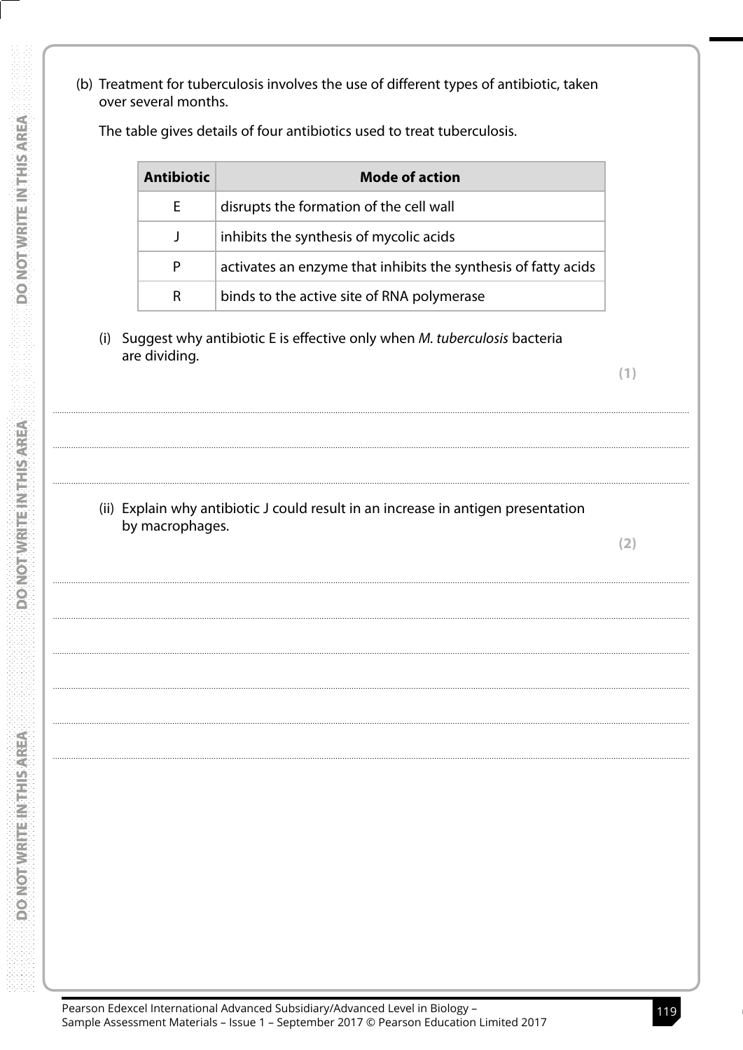(b) Treatment for tuberculosis involves the use of different types of antibiotic, taken over several months.

The table gives details of four antibiotics used to treat tuberculosis.

| Antibiotic | Mode of action |
|---|---|
| E | disrupts the formation of the cell wall |
| J | inhibits the synthesis of mycolic acids |
| P | activates an enzyme that inhibits the synthesis of fatty acids |
| R | binds to the active site of RNA polymerase |

(i) Suggest why antibiotic E is effective only when *M. tuberculosis* bacteria are dividing.

**(1)**

..............................................................................................................................................

..............................................................................................................................................

..............................................................................................................................................

(ii) Explain why antibiotic J could result in an increase in antigen presentation by macrophages.

**(2)**

..............................................................................................................................................

..............................................................................................................................................

..............................................................................................................................................

..............................................................................................................................................

..............................................................................................................................................

..............................................................................................................................................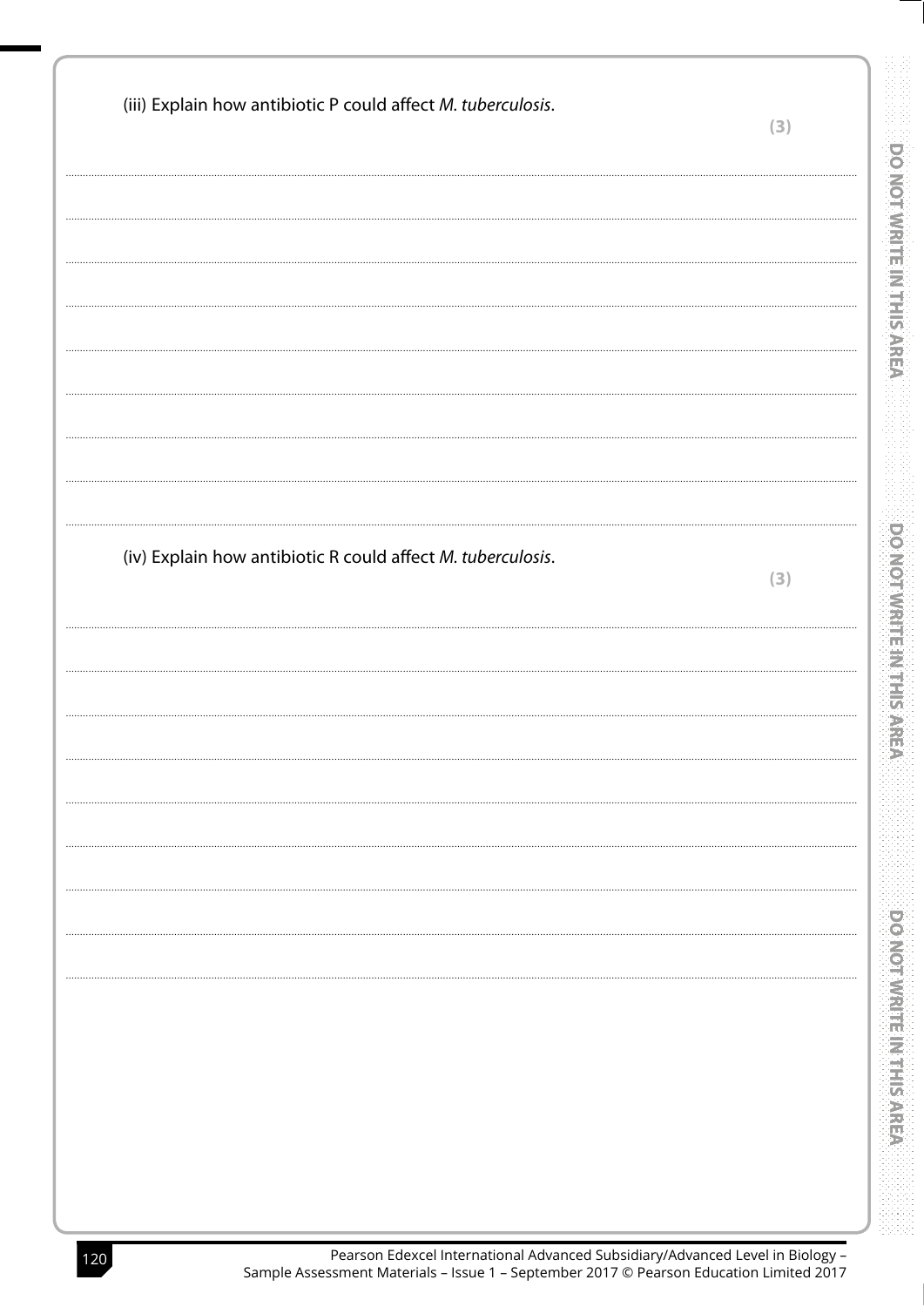(iii) Explain how antibiotic P could affect *M. tuberculosis*.

**(3)**

.......................................................................................................................................................................................

.......................................................................................................................................................................................

.......................................................................................................................................................................................

.......................................................................................................................................................................................

.......................................................................................................................................................................................

.......................................................................................................................................................................................

.......................................................................................................................................................................................

.......................................................................................................................................................................................

(iv) Explain how antibiotic R could affect *M. tuberculosis*.

**(3)**

.......................................................................................................................................................................................

.......................................................................................................................................................................................

.......................................................................................................................................................................................

.......................................................................................................................................................................................

.......................................................................................................................................................................................

.......................................................................................................................................................................................

.......................................................................................................................................................................................

.......................................................................................................................................................................................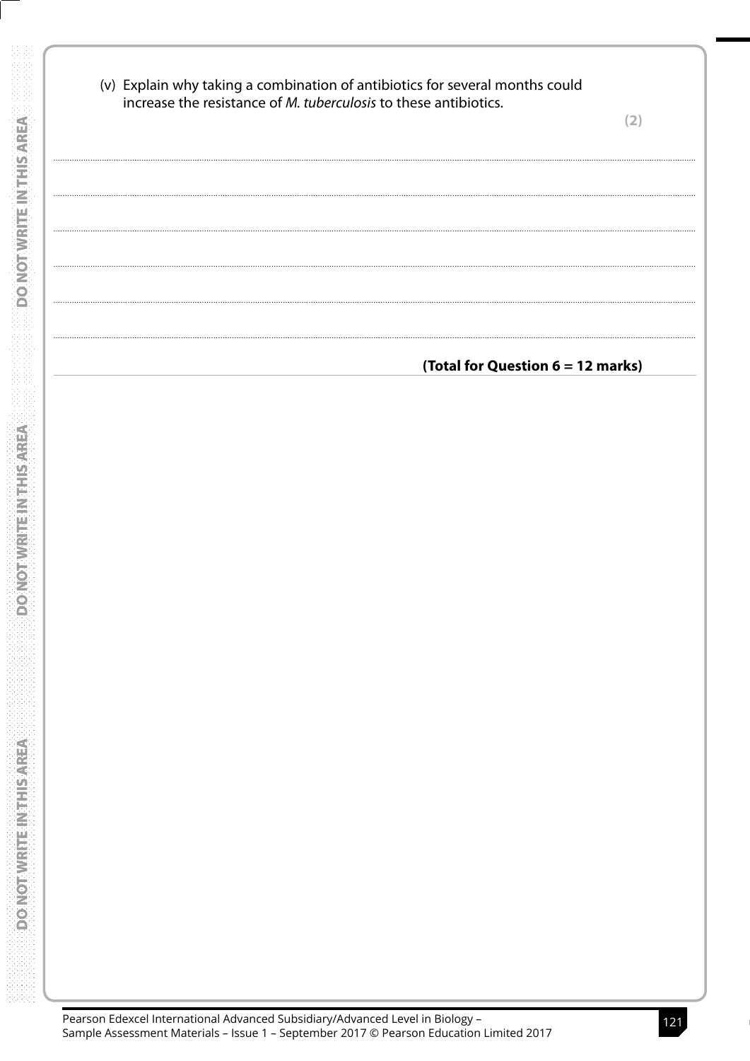(v) Explain why taking a combination of antibiotics for several months could increase the resistance of *M. tuberculosis* to these antibiotics.

**(2)**

**(Total for Question 6 = 12 marks)**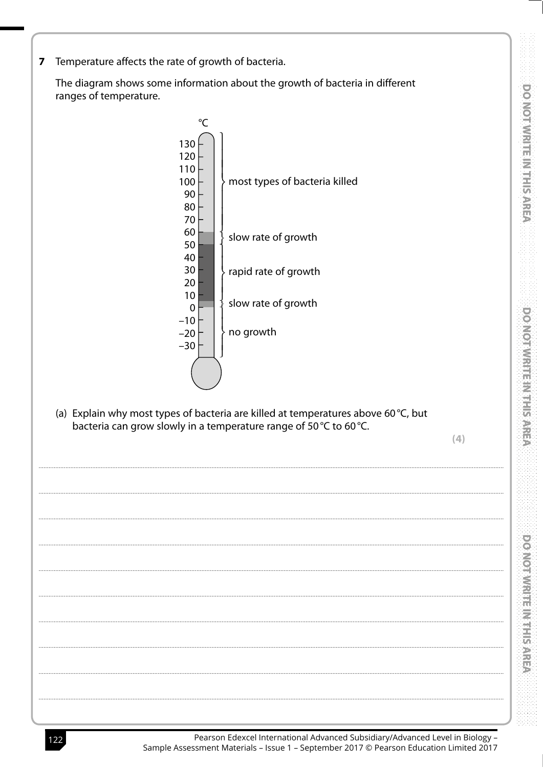**7** Temperature affects the rate of growth of bacteria.

The diagram shows some information about the growth of bacteria in different ranges of temperature.

| °C | |
|---|---|
| 130 to 60 | most types of bacteria killed |
| 60 to 50 | slow rate of growth |
| 50 to 5 | rapid rate of growth |
| 5 to 0 | slow rate of growth |
| 0 to −30 | no growth |

(a) Explain why most types of bacteria are killed at temperatures above 60 °C, but bacteria can grow slowly in a temperature range of 50 °C to 60 °C.

**(4)**

..............................................................................................................................................

..............................................................................................................................................

..............................................................................................................................................

..............................................................................................................................................

..............................................................................................................................................

..............................................................................................................................................

..............................................................................................................................................

..............................................................................................................................................

..............................................................................................................................................

..............................................................................................................................................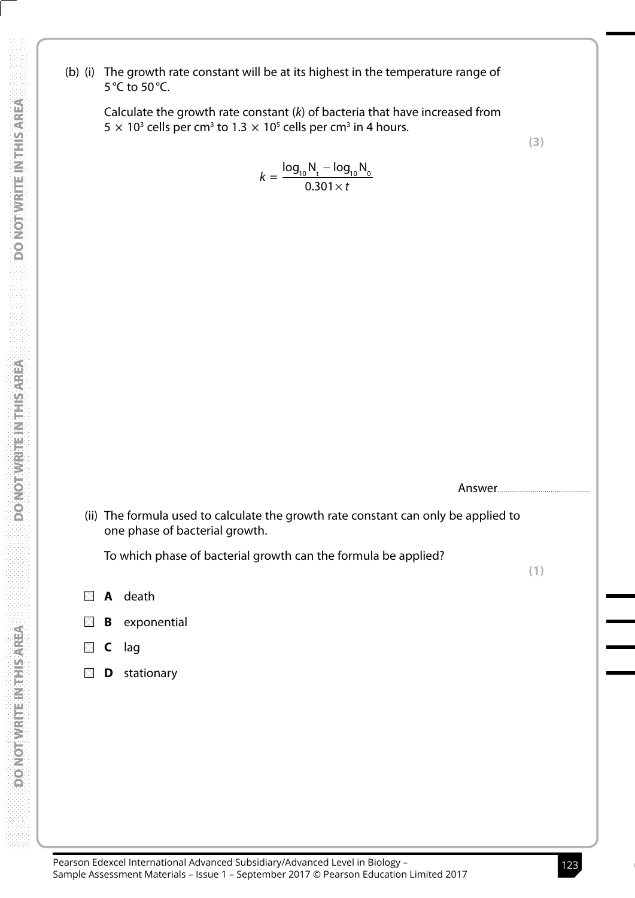(b) (i) The growth rate constant will be at its highest in the temperature range of 5 °C to 50 °C.

Calculate the growth rate constant ($k$) of bacteria that have increased from $5 \times 10^3$ cells per $cm^3$ to $1.3 \times 10^5$ cells per $cm^3$ in 4 hours.

**(3)**

$$k = \frac{\log_{10} N_t - \log_{10} N_0}{0.301 \times t}$$

Answer...............................................

(ii) The formula used to calculate the growth rate constant can only be applied to one phase of bacterial growth.

To which phase of bacterial growth can the formula be applied?

**(1)**

- ☐ **A** death
- ☐ **B** exponential
- ☐ **C** lag
- ☐ **D** stationary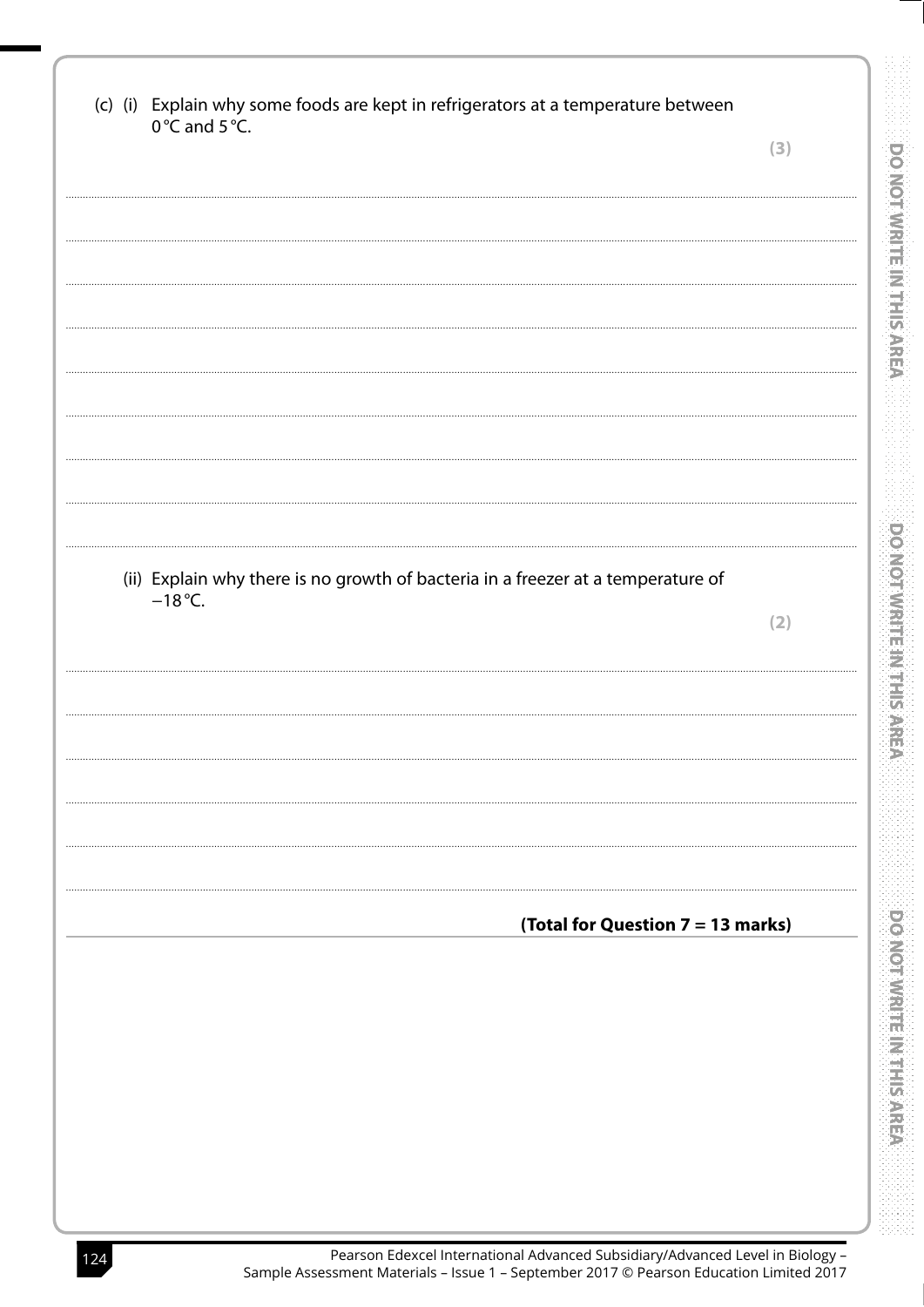(c) (i) Explain why some foods are kept in refrigerators at a temperature between 0 °C and 5 °C.

**(3)**

.......................................................................................................................................................................................................

.......................................................................................................................................................................................................

.......................................................................................................................................................................................................

.......................................................................................................................................................................................................

.......................................................................................................................................................................................................

.......................................................................................................................................................................................................

.......................................................................................................................................................................................................

.......................................................................................................................................................................................................

(ii) Explain why there is no growth of bacteria in a freezer at a temperature of −18 °C.

**(2)**

.......................................................................................................................................................................................................

.......................................................................................................................................................................................................

.......................................................................................................................................................................................................

.......................................................................................................................................................................................................

.......................................................................................................................................................................................................

**(Total for Question 7 = 13 marks)**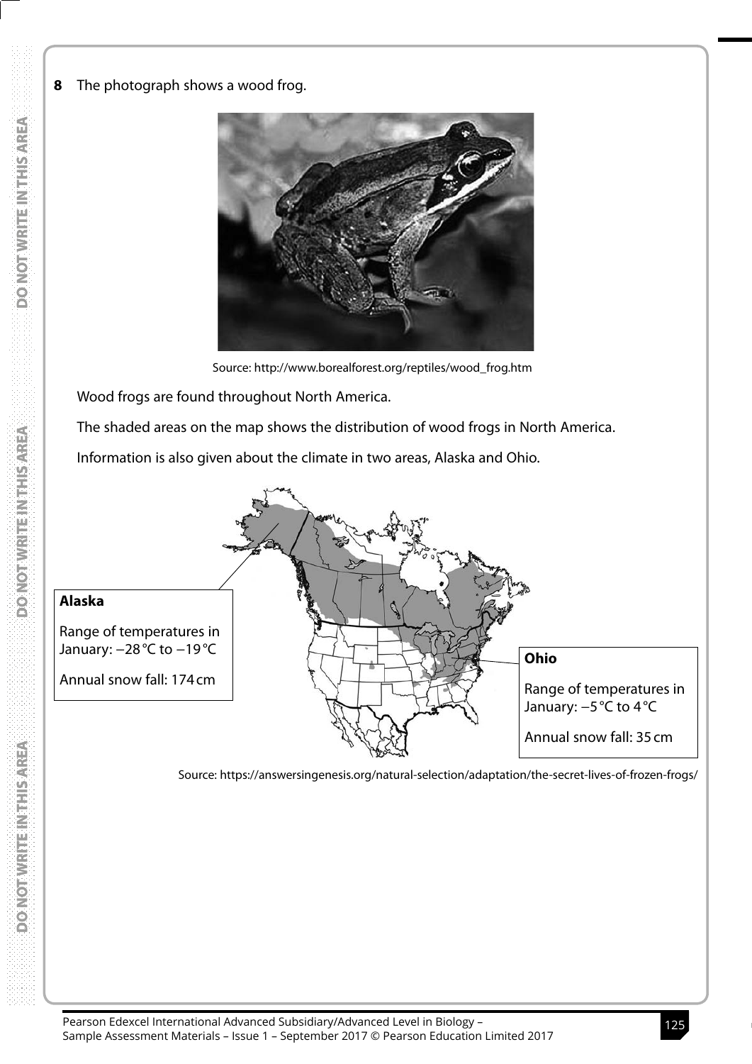**8** The photograph shows a wood frog.

Source: http://www.borealforest.org/reptiles/wood_frog.htm

Wood frogs are found throughout North America.

The shaded areas on the map shows the distribution of wood frogs in North America.

Information is also given about the climate in two areas, Alaska and Ohio.

**Alaska**

Range of temperatures in January: −28 °C to −19 °C

Annual snow fall: 174 cm

**Ohio**

Range of temperatures in January: −5 °C to 4 °C

Annual snow fall: 35 cm

Source: https://answersingenesis.org/natural-selection/adaptation/the-secret-lives-of-frozen-frogs/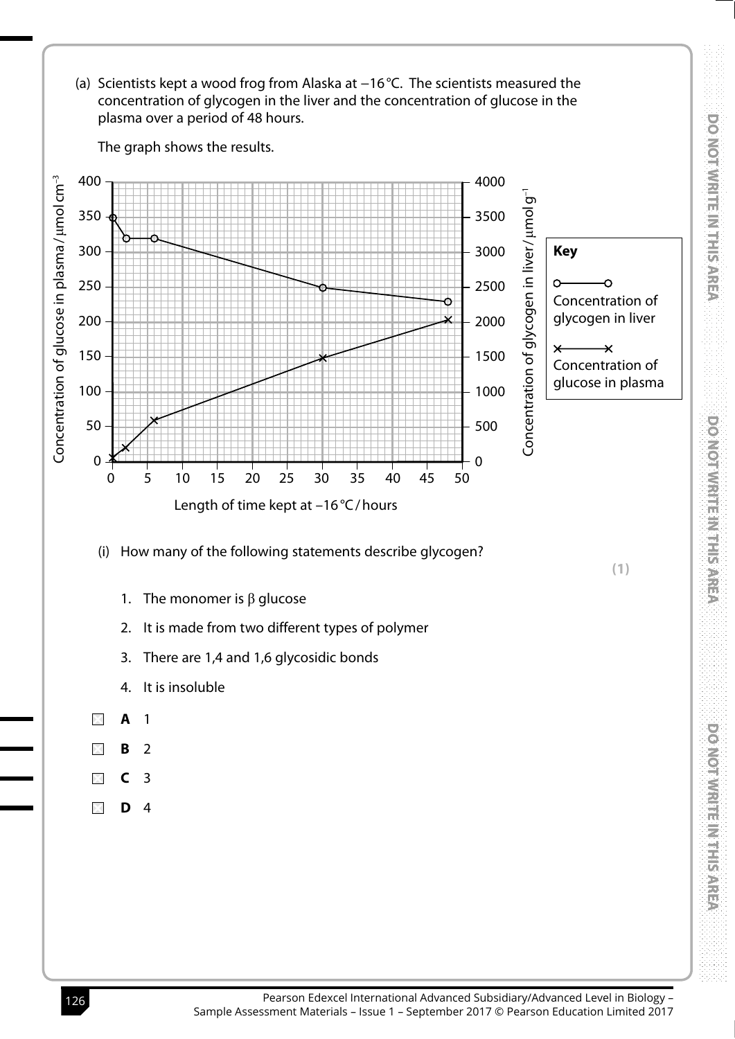(a) Scientists kept a wood frog from Alaska at −16 °C. The scientists measured the concentration of glycogen in the liver and the concentration of glucose in the plasma over a period of 48 hours.

The graph shows the results.

| Length of time kept at −16 °C / hours | Concentration of glucose in plasma / μmol cm$^{-3}$ | Concentration of glycogen in liver / μmol g$^{-1}$ |
|---|---|---|
| 0 | 5 | 3500 |
| 2 | 20 | 3200 |
| 6 | 60 | 3200 |
| 30 | 148 | 2500 |
| 48 | 203 | 2300 |

**Key**

o——o Concentration of glycogen in liver

×——× Concentration of glucose in plasma

(i) How many of the following statements describe glycogen?

**(1)**

1. The monomer is β glucose
2. It is made from two different types of polymer
3. There are 1,4 and 1,6 glycosidic bonds
4. It is insoluble

☐ **A** 1

☐ **B** 2

☐ **C** 3

☐ **D** 4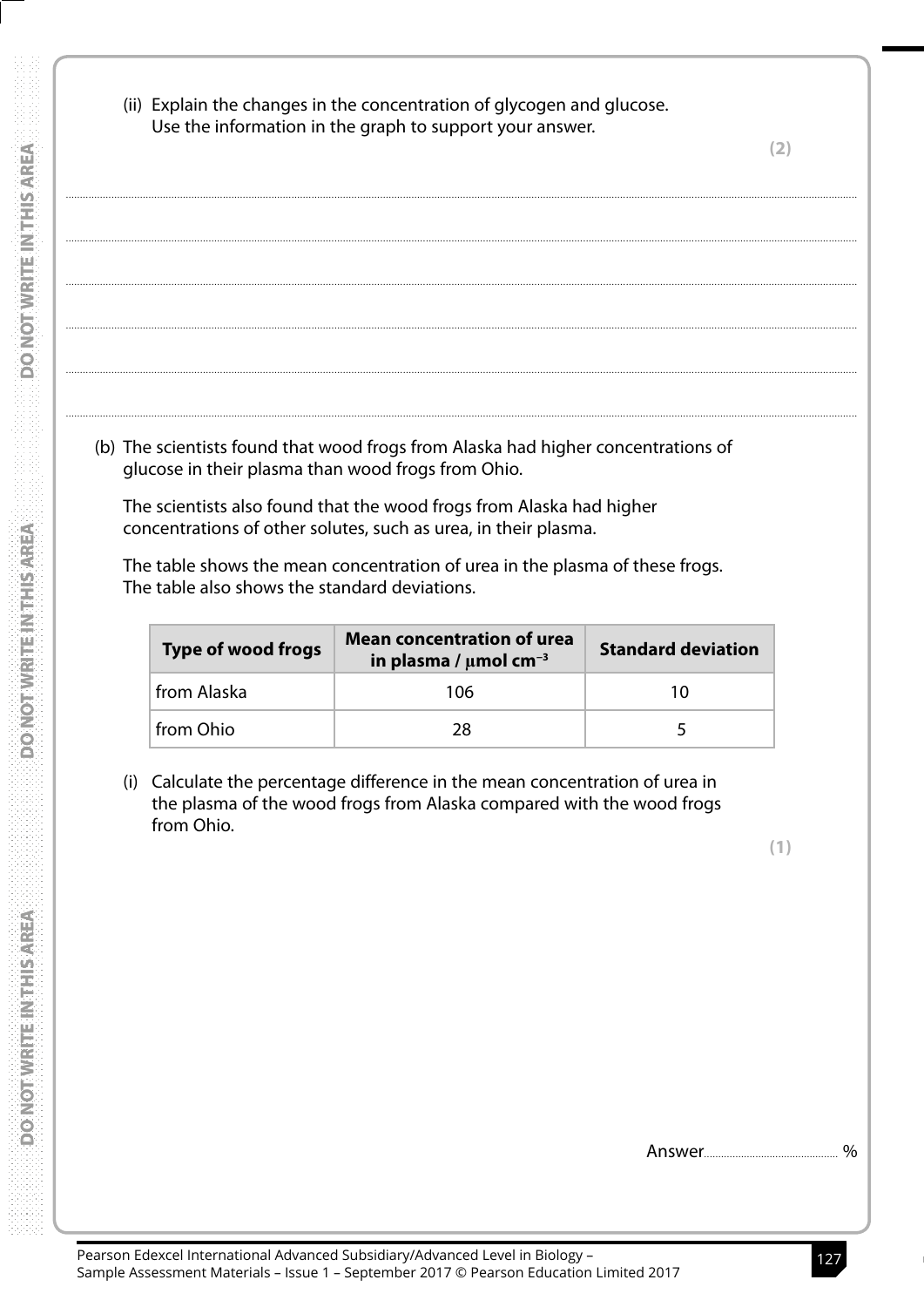(ii) Explain the changes in the concentration of glycogen and glucose. Use the information in the graph to support your answer.

**(2)**

..............................................................................................................................................

..............................................................................................................................................

..............................................................................................................................................

..............................................................................................................................................

..............................................................................................................................................

..............................................................................................................................................

(b) The scientists found that wood frogs from Alaska had higher concentrations of glucose in their plasma than wood frogs from Ohio.

The scientists also found that the wood frogs from Alaska had higher concentrations of other solutes, such as urea, in their plasma.

The table shows the mean concentration of urea in the plasma of these frogs. The table also shows the standard deviations.

| Type of wood frogs | Mean concentration of urea in plasma / μmol $cm^{-3}$ | Standard deviation |
|---|---|---|
| from Alaska | 106 | 10 |
| from Ohio | 28 | 5 |

(i) Calculate the percentage difference in the mean concentration of urea in the plasma of the wood frogs from Alaska compared with the wood frogs from Ohio.

**(1)**

Answer.............................................. %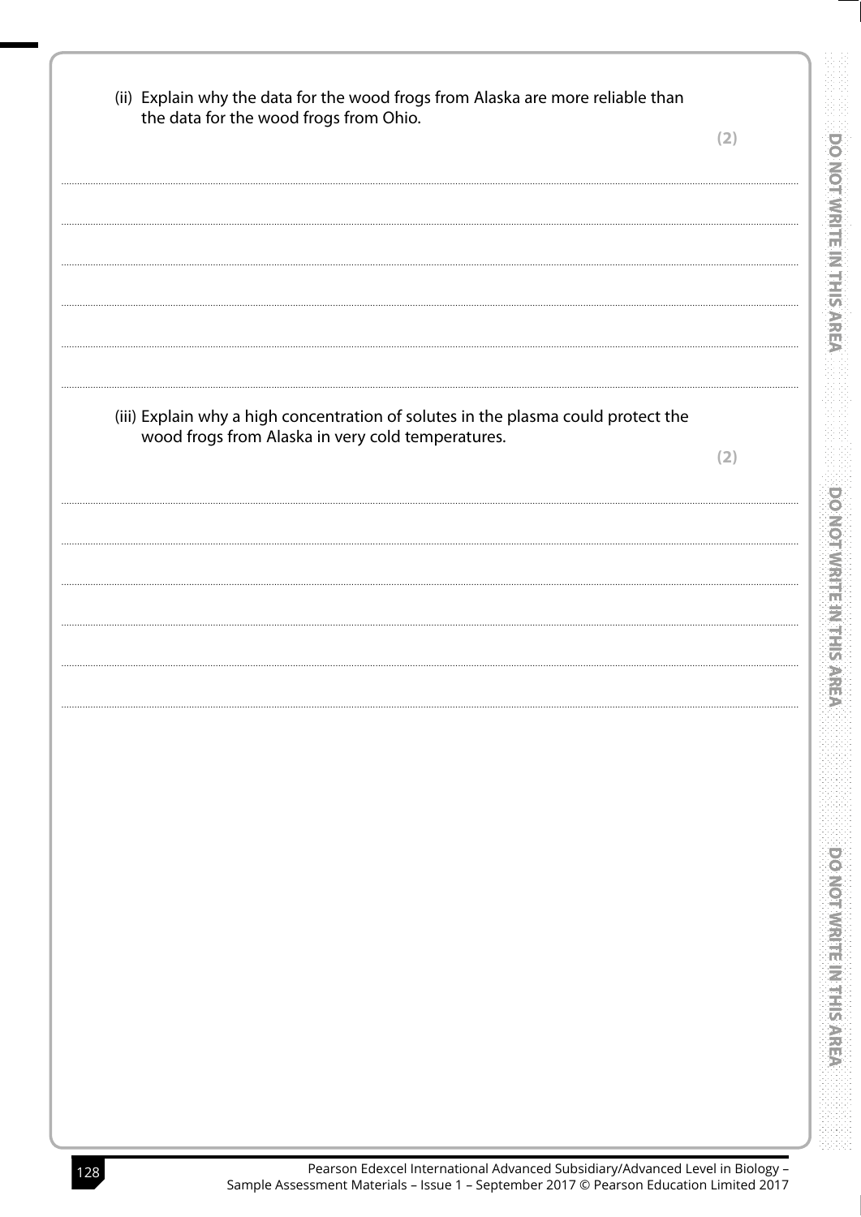(ii) Explain why the data for the wood frogs from Alaska are more reliable than the data for the wood frogs from Ohio.

**(2)**

.......................................................................................................................................................................................

.......................................................................................................................................................................................

.......................................................................................................................................................................................

.......................................................................................................................................................................................

.......................................................................................................................................................................................

(iii) Explain why a high concentration of solutes in the plasma could protect the wood frogs from Alaska in very cold temperatures.

**(2)**

.......................................................................................................................................................................................

.......................................................................................................................................................................................

.......................................................................................................................................................................................

.......................................................................................................................................................................................

.......................................................................................................................................................................................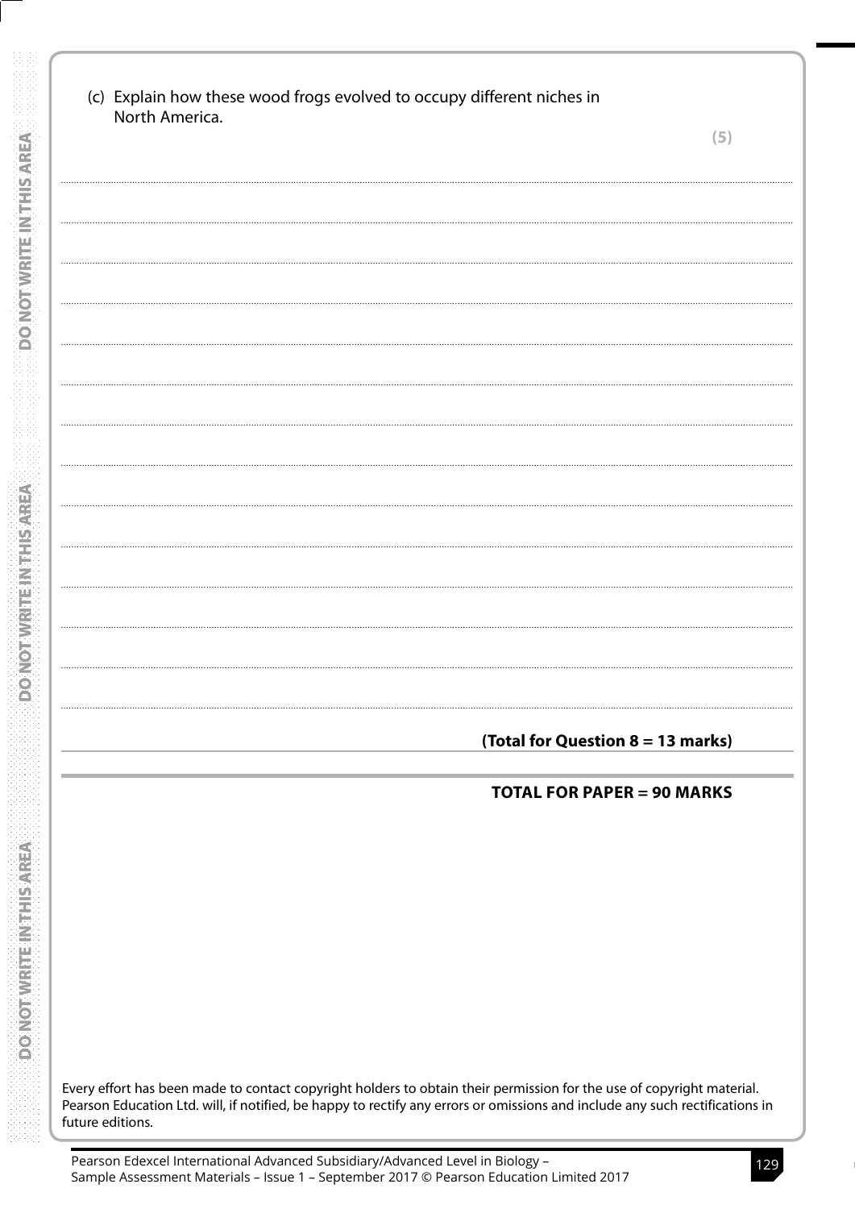(c) Explain how these wood frogs evolved to occupy different niches in North America.

**(5)**

**(Total for Question 8 = 13 marks)**

**TOTAL FOR PAPER = 90 MARKS**

Every effort has been made to contact copyright holders to obtain their permission for the use of copyright material. Pearson Education Ltd. will, if notified, be happy to rectify any errors or omissions and include any such rectifications in future editions.